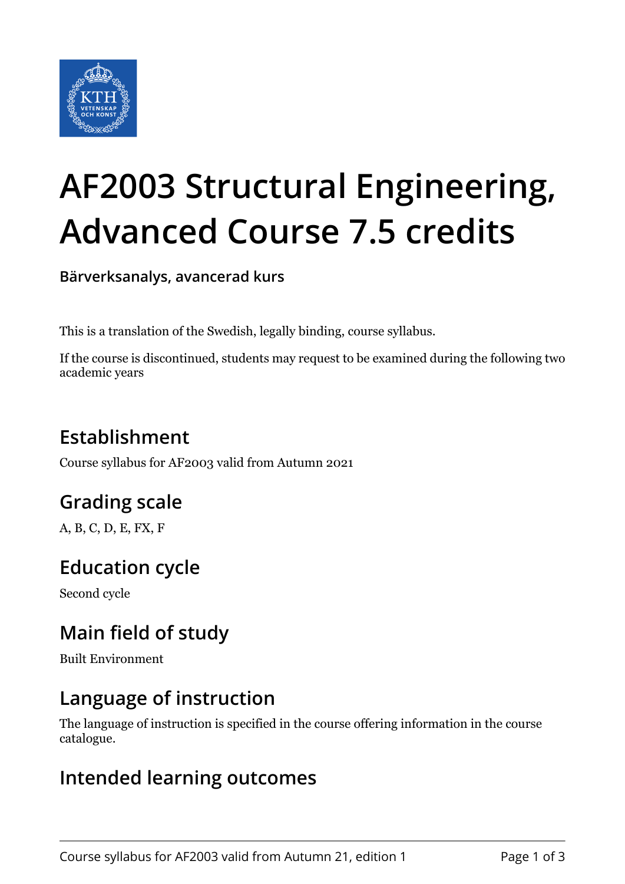# AF2003 Structural Engineering, Advanced Course 7.5 credits

**Bärverksanalys, avancerad kurs**

This is a translation of the Swedish, legally binding, course syllabus.

If the course is discontinued, students may request to be examined during the following two academic years

## Establishment

Course syllabus for AF2003 valid from Autumn 2021

## Grading scale

A, B, C, D, E, FX, F

## Education cycle

Second cycle

## Main field of study

Built Environment

## Language of instruction

The language of instruction is specified in the course offering information in the course catalogue.

## Intended learning outcomes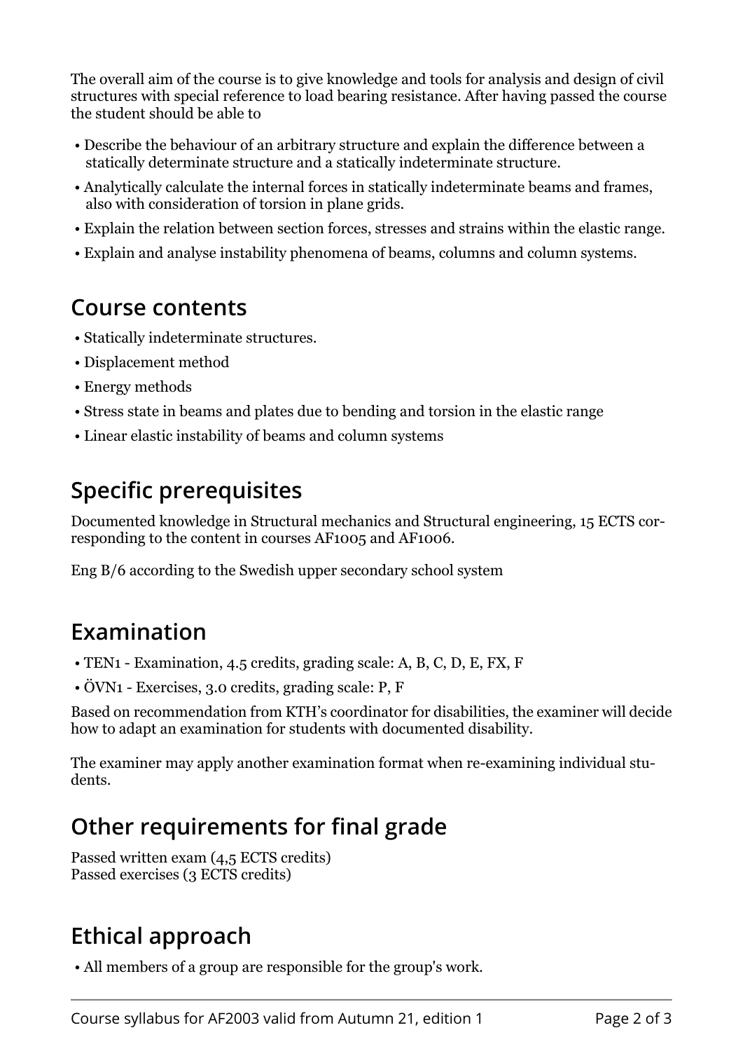The overall aim of the course is to give knowledge and tools for analysis and design of civil structures with special reference to load bearing resistance. After having passed the course the student should be able to

- Describe the behaviour of an arbitrary structure and explain the difference between a statically determinate structure and a statically indeterminate structure.
- Analytically calculate the internal forces in statically indeterminate beams and frames, also with consideration of torsion in plane grids.
- Explain the relation between section forces, stresses and strains within the elastic range.
- Explain and analyse instability phenomena of beams, columns and column systems.

## Course contents

- Statically indeterminate structures.
- Displacement method
- Energy methods
- Stress state in beams and plates due to bending and torsion in the elastic range
- Linear elastic instability of beams and column systems

## Specific prerequisites

Documented knowledge in Structural mechanics and Structural engineering, 15 ECTS corresponding to the content in courses AF1005 and AF1006.

Eng B/6 according to the Swedish upper secondary school system

## Examination

- TEN1 - Examination, 4.5 credits, grading scale: A, B, C, D, E, FX, F
- ÖVN1 - Exercises, 3.0 credits, grading scale: P, F

Based on recommendation from KTH's coordinator for disabilities, the examiner will decide how to adapt an examination for students with documented disability.

The examiner may apply another examination format when re-examining individual students.

## Other requirements for final grade

Passed written exam (4,5 ECTS credits)
Passed exercises (3 ECTS credits)

## Ethical approach

- All members of a group are responsible for the group's work.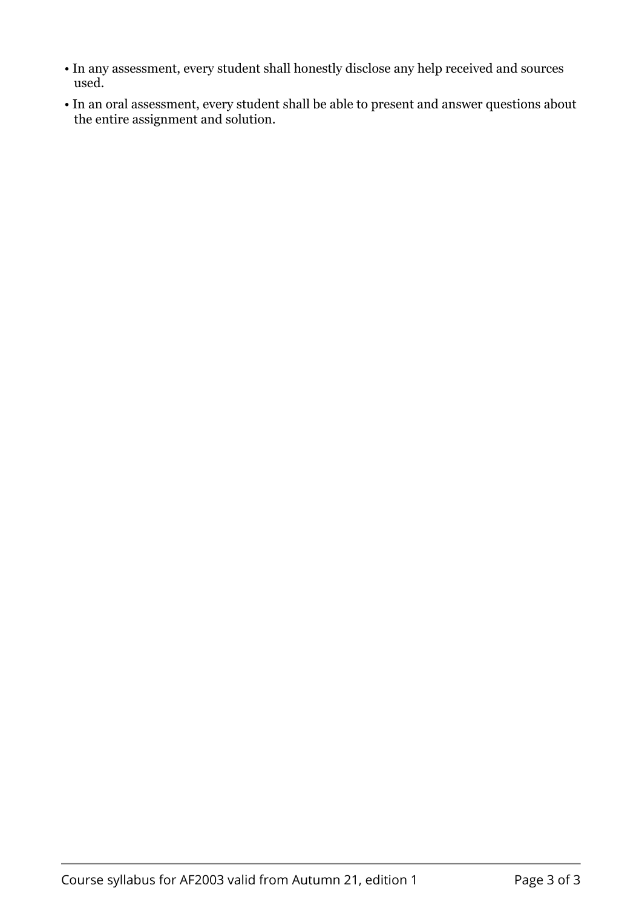- In any assessment, every student shall honestly disclose any help received and sources used.
- In an oral assessment, every student shall be able to present and answer questions about the entire assignment and solution.